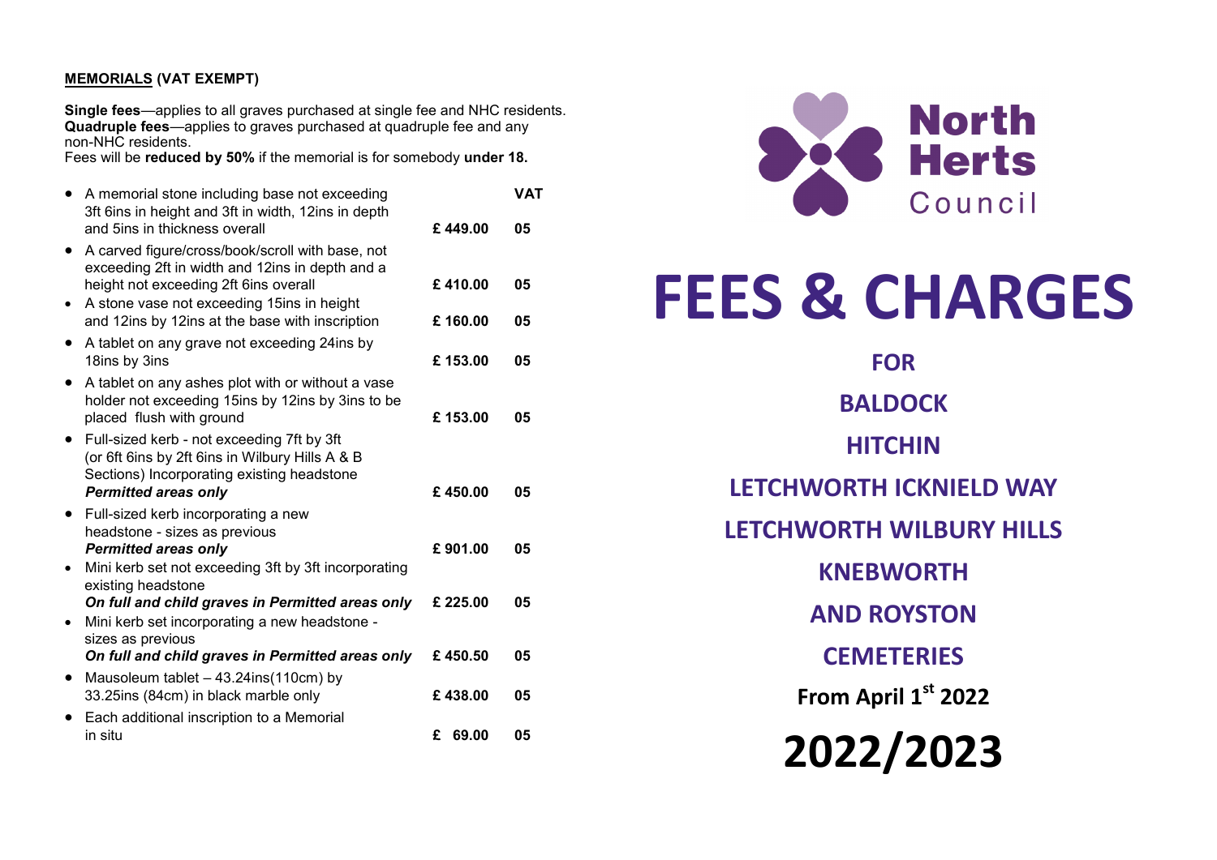**MEMORIALS (VAT EXEMPT)**

**Single fees**—applies to all graves purchased at single fee and NHC residents.
**Quadruple fees**—applies to graves purchased at quadruple fee and any non-NHC residents.
Fees will be **reduced by 50%** if the memorial is for somebody **under 18.**

| | | **VAT** |
|---|---|---|
| • A memorial stone including base not exceeding 3ft 6ins in height and 3ft in width, 12ins in depth and 5ins in thickness overall | **£ 449.00** | **05** |
| • A carved figure/cross/book/scroll with base, not exceeding 2ft in width and 12ins in depth and a height not exceeding 2ft 6ins overall | **£ 410.00** | **05** |
| • A stone vase not exceeding 15ins in height and 12ins by 12ins at the base with inscription | **£ 160.00** | **05** |
| • A tablet on any grave not exceeding 24ins by 18ins by 3ins | **£ 153.00** | **05** |
| • A tablet on any ashes plot with or without a vase holder not exceeding 15ins by 12ins by 3ins to be placed flush with ground | **£ 153.00** | **05** |
| • Full-sized kerb - not exceeding 7ft by 3ft (or 6ft 6ins by 2ft 6ins in Wilbury Hills A & B Sections) Incorporating existing headstone ***Permitted areas only*** | **£ 450.00** | **05** |
| • Full-sized kerb incorporating a new headstone - sizes as previous ***Permitted areas only*** | **£ 901.00** | **05** |
| • Mini kerb set not exceeding 3ft by 3ft incorporating existing headstone ***On full and child graves in Permitted areas only*** | **£ 225.00** | **05** |
| • Mini kerb set incorporating a new headstone - sizes as previous ***On full and child graves in Permitted areas only*** | **£ 450.50** | **05** |
| • Mausoleum tablet – 43.24ins(110cm) by 33.25ins (84cm) in black marble only | **£ 438.00** | **05** |
| • Each additional inscription to a Memorial in situ | **£ 69.00** | **05** |

**North Herts Council**

# FEES & CHARGES

**FOR**

**BALDOCK**

**HITCHIN**

**LETCHWORTH ICKNIELD WAY**

**LETCHWORTH WILBURY HILLS**

**KNEBWORTH**

**AND ROYSTON**

**CEMETERIES**

**From April 1st 2022**

# 2022/2023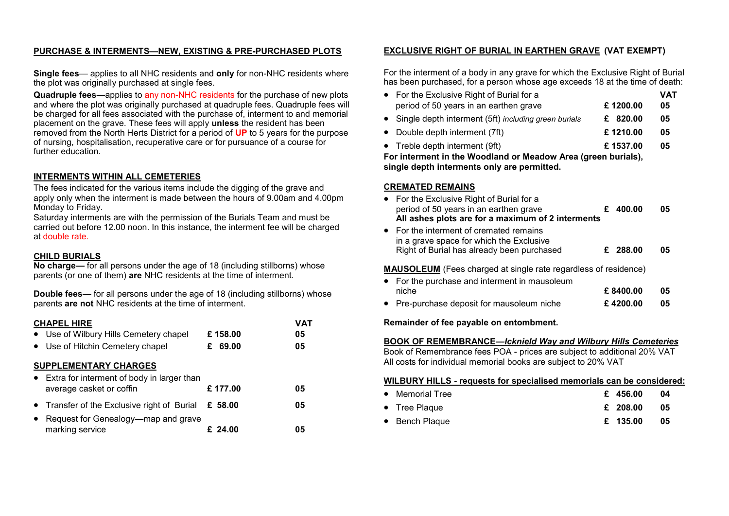## PURCHASE & INTERMENTS—NEW, EXISTING & PRE-PURCHASED PLOTS

**Single fees**— applies to all NHC residents and **only** for non-NHC residents where the plot was originally purchased at single fees.

**Quadruple fees**—applies to any non-NHC residents for the purchase of new plots and where the plot was originally purchased at quadruple fees. Quadruple fees will be charged for all fees associated with the purchase of, interment to and memorial placement on the grave. These fees will apply **unless** the resident has been removed from the North Herts District for a period of **UP** to 5 years for the purpose of nursing, hospitalisation, recuperative care or for pursuance of a course for further education.

## INTERMENTS WITHIN ALL CEMETERIES

The fees indicated for the various items include the digging of the grave and apply only when the interment is made between the hours of 9.00am and 4.00pm Monday to Friday.

Saturday interments are with the permission of the Burials Team and must be carried out before 12.00 noon. In this instance, the interment fee will be charged at double rate.

## CHILD BURIALS

**No charge—** for all persons under the age of 18 (including stillborns) whose parents (or one of them) **are** NHC residents at the time of interment.

**Double fees**— for all persons under the age of 18 (including stillborns) whose parents **are not** NHC residents at the time of interment.

## CHAPEL HIRE

| | | VAT |
|---|---|---|
| Use of Wilbury Hills Cemetery chapel | £ 158.00 | 05 |
| Use of Hitchin Cemetery chapel | £ 69.00 | 05 |

## SUPPLEMENTARY CHARGES

| | | |
|---|---|---|
| Extra for interment of body in larger than average casket or coffin | £ 177.00 | 05 |
| Transfer of the Exclusive right of Burial | £ 58.00 | 05 |
| Request for Genealogy—map and grave marking service | £ 24.00 | 05 |

## EXCLUSIVE RIGHT OF BURIAL IN EARTHEN GRAVE (VAT EXEMPT)

For the interment of a body in any grave for which the Exclusive Right of Burial has been purchased, for a person whose age exceeds 18 at the time of death:

| | | VAT |
|---|---|---|
| For the Exclusive Right of Burial for a period of 50 years in an earthen grave | £ 1200.00 | 05 |
| Single depth interment (5ft) *including green burials* | £ 820.00 | 05 |
| Double depth interment (7ft) | £ 1210.00 | 05 |
| Treble depth interment (9ft) | £ 1537.00 | 05 |

**For interment in the Woodland or Meadow Area (green burials), single depth interments only are permitted.**

## CREMATED REMAINS

| | | |
|---|---|---|
| For the Exclusive Right of Burial for a period of 50 years in an earthen grave **All ashes plots are for a maximum of 2 interments** | £ 400.00 | 05 |
| For the interment of cremated remains in a grave space for which the Exclusive Right of Burial has already been purchased | £ 288.00 | 05 |

## MAUSOLEUM (Fees charged at single rate regardless of residence)

| | | |
|---|---|---|
| For the purchase and interment in mausoleum niche | £ 8400.00 | 05 |
| Pre-purchase deposit for mausoleum niche | £ 4200.00 | 05 |

**Remainder of fee payable on entombment.**

## BOOK OF REMEMBRANCE—*Icknield Way and Wilbury Hills Cemeteries*

Book of Remembrance fees POA - prices are subject to additional 20% VAT

All costs for individual memorial books are subject to 20% VAT

## WILBURY HILLS - requests for specialised memorials can be considered:

| | | |
|---|---|---|
| Memorial Tree | £ 456.00 | 04 |
| Tree Plaque | £ 208.00 | 05 |
| Bench Plaque | £ 135.00 | 05 |